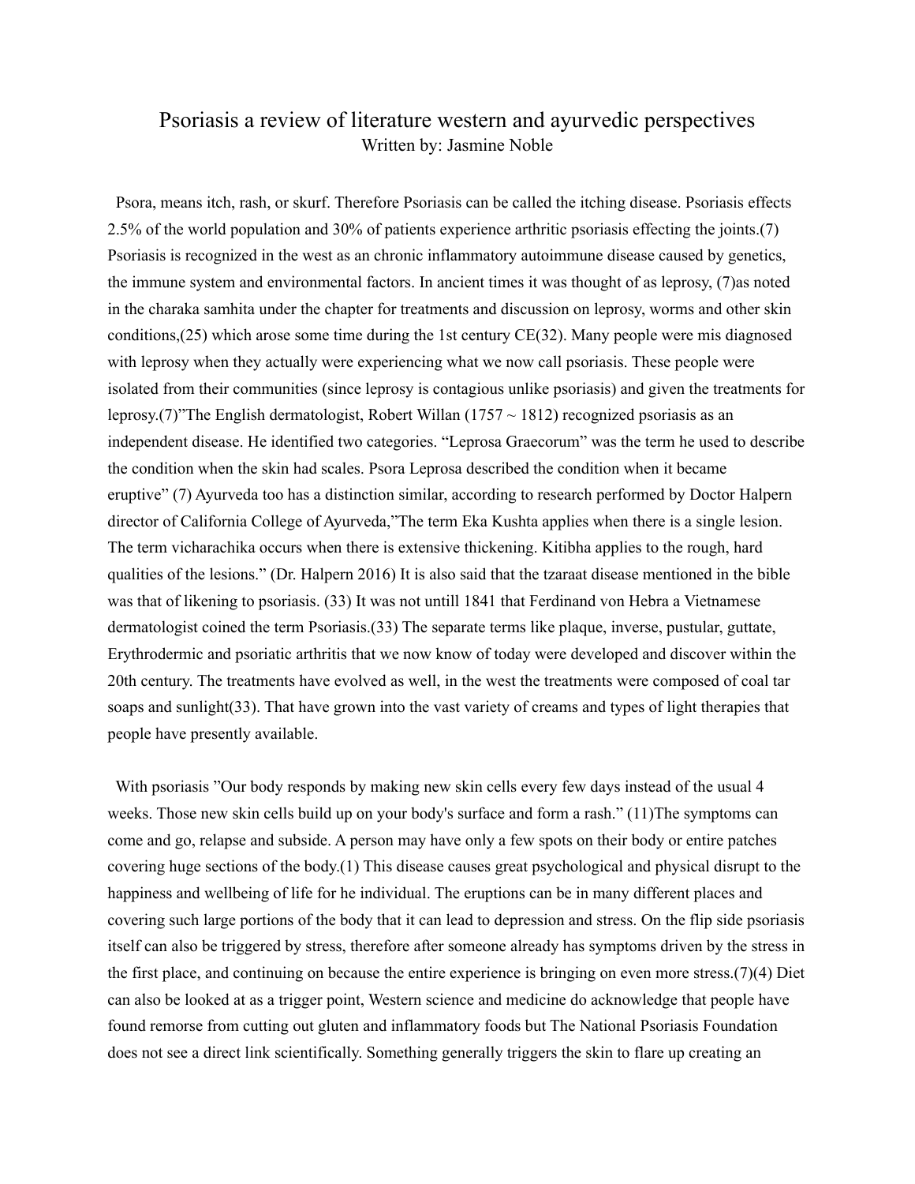# Psoriasis a review of literature western and ayurvedic perspectives

Written by: Jasmine Noble

Psora, means itch, rash, or skurf. Therefore Psoriasis can be called the itching disease. Psoriasis effects 2.5% of the world population and 30% of patients experience arthritic psoriasis effecting the joints.(7) Psoriasis is recognized in the west as an chronic inflammatory autoimmune disease caused by genetics, the immune system and environmental factors. In ancient times it was thought of as leprosy, (7)as noted in the charaka samhita under the chapter for treatments and discussion on leprosy, worms and other skin conditions,(25) which arose some time during the 1st century CE(32). Many people were mis diagnosed with leprosy when they actually were experiencing what we now call psoriasis. These people were isolated from their communities (since leprosy is contagious unlike psoriasis) and given the treatments for leprosy.(7)"The English dermatologist, Robert Willan (1757 ~ 1812) recognized psoriasis as an independent disease. He identified two categories. "Leprosa Graecorum" was the term he used to describe the condition when the skin had scales. Psora Leprosa described the condition when it became eruptive" (7) Ayurveda too has a distinction similar, according to research performed by Doctor Halpern director of California College of Ayurveda,"The term Eka Kushta applies when there is a single lesion. The term vicharachika occurs when there is extensive thickening. Kitibha applies to the rough, hard qualities of the lesions." (Dr. Halpern 2016) It is also said that the tzaraat disease mentioned in the bible was that of likening to psoriasis. (33) It was not untill 1841 that Ferdinand von Hebra a Vietnamese dermatologist coined the term Psoriasis.(33) The separate terms like plaque, inverse, pustular, guttate, Erythrodermic and psoriatic arthritis that we now know of today were developed and discover within the 20th century. The treatments have evolved as well, in the west the treatments were composed of coal tar soaps and sunlight(33). That have grown into the vast variety of creams and types of light therapies that people have presently available.

With psoriasis "Our body responds by making new skin cells every few days instead of the usual 4 weeks. Those new skin cells build up on your body's surface and form a rash." (11)The symptoms can come and go, relapse and subside. A person may have only a few spots on their body or entire patches covering huge sections of the body.(1) This disease causes great psychological and physical disrupt to the happiness and wellbeing of life for he individual. The eruptions can be in many different places and covering such large portions of the body that it can lead to depression and stress. On the flip side psoriasis itself can also be triggered by stress, therefore after someone already has symptoms driven by the stress in the first place, and continuing on because the entire experience is bringing on even more stress.(7)(4) Diet can also be looked at as a trigger point, Western science and medicine do acknowledge that people have found remorse from cutting out gluten and inflammatory foods but The National Psoriasis Foundation does not see a direct link scientifically. Something generally triggers the skin to flare up creating an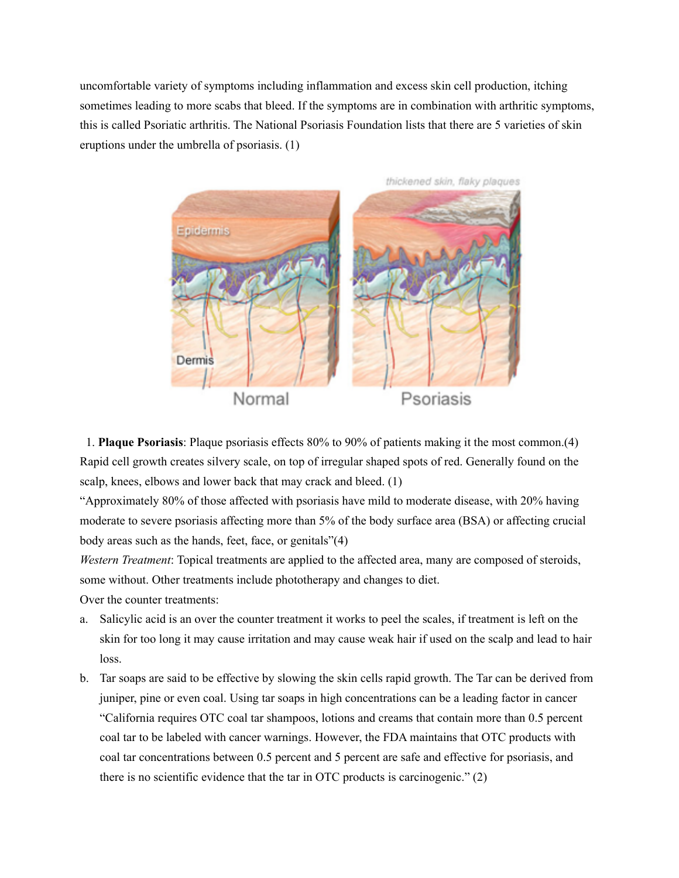uncomfortable variety of symptoms including inflammation and excess skin cell production, itching sometimes leading to more scabs that bleed. If the symptoms are in combination with arthritic symptoms, this is called Psoriatic arthritis. The National Psoriasis Foundation lists that there are 5 varieties of skin eruptions under the umbrella of psoriasis. (1)

1. **Plaque Psoriasis**: Plaque psoriasis effects 80% to 90% of patients making it the most common.(4) Rapid cell growth creates silvery scale, on top of irregular shaped spots of red. Generally found on the scalp, knees, elbows and lower back that may crack and bleed. (1)

"Approximately 80% of those affected with psoriasis have mild to moderate disease, with 20% having moderate to severe psoriasis affecting more than 5% of the body surface area (BSA) or affecting crucial body areas such as the hands, feet, face, or genitals"(4)

*Western Treatment*: Topical treatments are applied to the affected area, many are composed of steroids, some without. Other treatments include phototherapy and changes to diet.

Over the counter treatments:

a. Salicylic acid is an over the counter treatment it works to peel the scales, if treatment is left on the skin for too long it may cause irritation and may cause weak hair if used on the scalp and lead to hair loss.

b. Tar soaps are said to be effective by slowing the skin cells rapid growth. The Tar can be derived from juniper, pine or even coal. Using tar soaps in high concentrations can be a leading factor in cancer "California requires OTC coal tar shampoos, lotions and creams that contain more than 0.5 percent coal tar to be labeled with cancer warnings. However, the FDA maintains that OTC products with coal tar concentrations between 0.5 percent and 5 percent are safe and effective for psoriasis, and there is no scientific evidence that the tar in OTC products is carcinogenic." (2)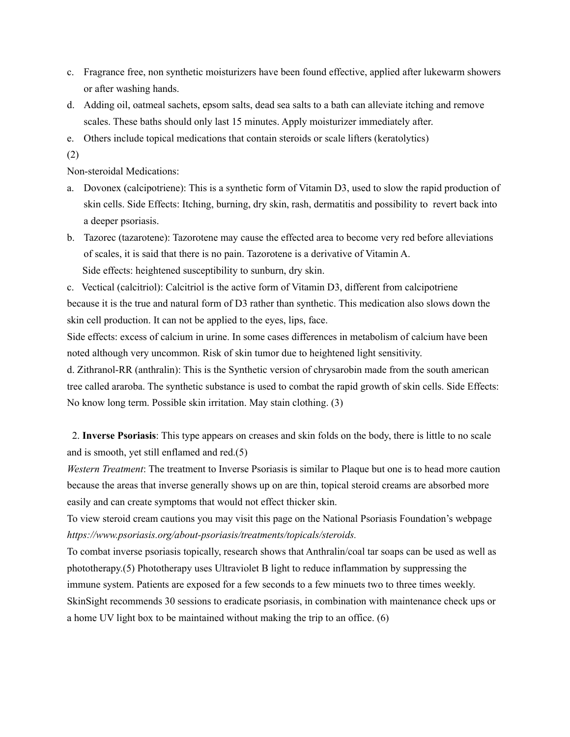c. Fragrance free, non synthetic moisturizers have been found effective, applied after lukewarm showers or after washing hands.

d. Adding oil, oatmeal sachets, epsom salts, dead sea salts to a bath can alleviate itching and remove scales. These baths should only last 15 minutes. Apply moisturizer immediately after.

e. Others include topical medications that contain steroids or scale lifters (keratolytics)

(2)

Non-steroidal Medications:

a. Dovonex (calcipotriene): This is a synthetic form of Vitamin D3, used to slow the rapid production of skin cells. Side Effects: Itching, burning, dry skin, rash, dermatitis and possibility to revert back into a deeper psoriasis.

b. Tazorec (tazarotene): Tazorotene may cause the effected area to become very red before alleviations of scales, it is said that there is no pain. Tazorotene is a derivative of Vitamin A.
Side effects: heightened susceptibility to sunburn, dry skin.

c. Vectical (calcitriol): Calcitriol is the active form of Vitamin D3, different from calcipotriene because it is the true and natural form of D3 rather than synthetic. This medication also slows down the skin cell production. It can not be applied to the eyes, lips, face.
Side effects: excess of calcium in urine. In some cases differences in metabolism of calcium have been noted although very uncommon. Risk of skin tumor due to heightened light sensitivity.

d. Zithranol-RR (anthralin): This is the Synthetic version of chrysarobin made from the south american tree called araroba. The synthetic substance is used to combat the rapid growth of skin cells. Side Effects: No know long term. Possible skin irritation. May stain clothing. (3)

2. **Inverse Psoriasis**: This type appears on creases and skin folds on the body, there is little to no scale and is smooth, yet still enflamed and red.(5)

*Western Treatment*: The treatment to Inverse Psoriasis is similar to Plaque but one is to head more caution because the areas that inverse generally shows up on are thin, topical steroid creams are absorbed more easily and can create symptoms that would not effect thicker skin.

To view steroid cream cautions you may visit this page on the National Psoriasis Foundation's webpage *https://www.psoriasis.org/about-psoriasis/treatments/topicals/steroids.*

To combat inverse psoriasis topically, research shows that Anthralin/coal tar soaps can be used as well as phototherapy.(5) Phototherapy uses Ultraviolet B light to reduce inflammation by suppressing the immune system. Patients are exposed for a few seconds to a few minuets two to three times weekly. SkinSight recommends 30 sessions to eradicate psoriasis, in combination with maintenance check ups or a home UV light box to be maintained without making the trip to an office. (6)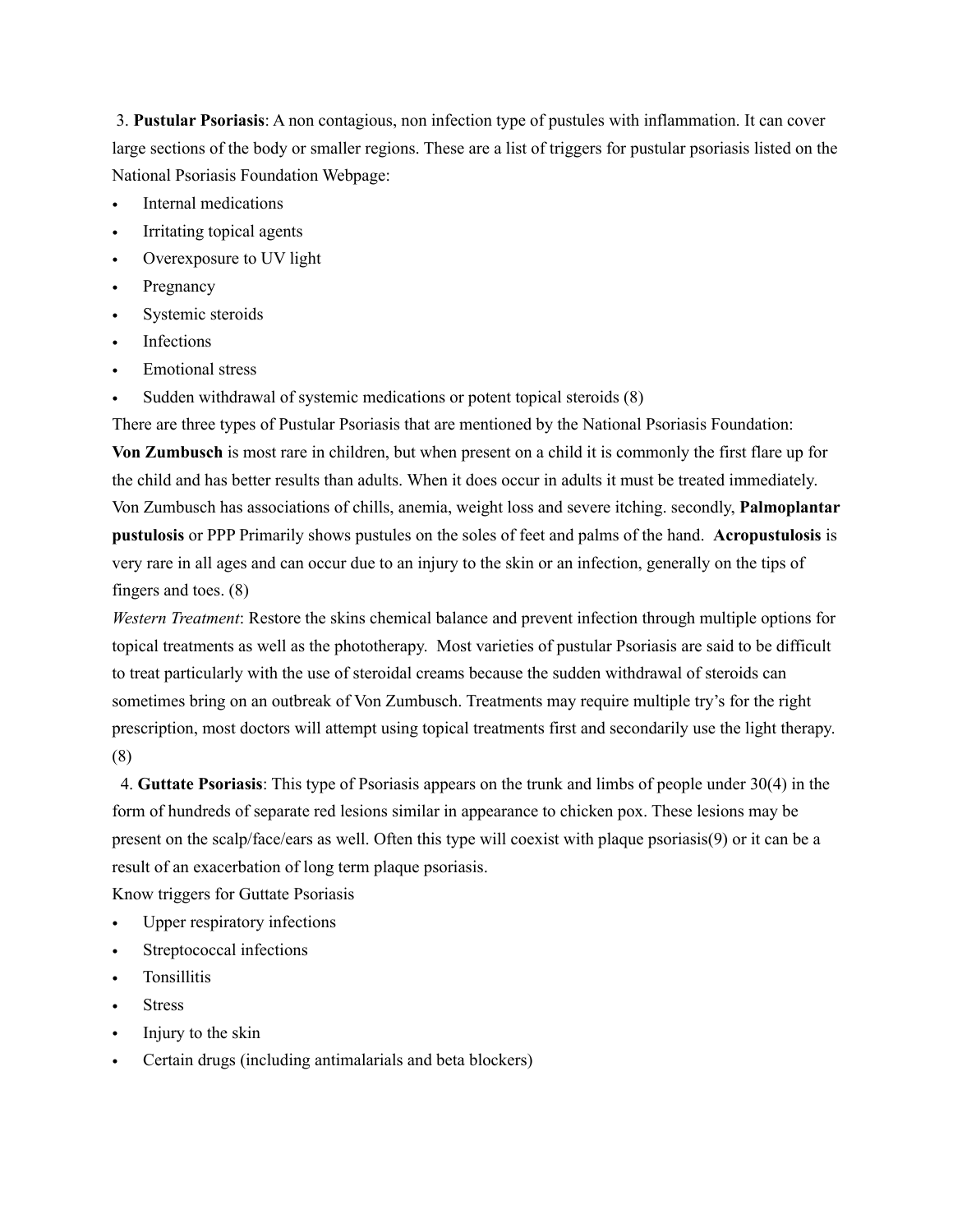3. **Pustular Psoriasis**: A non contagious, non infection type of pustules with inflammation. It can cover large sections of the body or smaller regions. These are a list of triggers for pustular psoriasis listed on the National Psoriasis Foundation Webpage:

- Internal medications
- Irritating topical agents
- Overexposure to UV light
- Pregnancy
- Systemic steroids
- Infections
- Emotional stress
- Sudden withdrawal of systemic medications or potent topical steroids (8)

There are three types of Pustular Psoriasis that are mentioned by the National Psoriasis Foundation: **Von Zumbusch** is most rare in children, but when present on a child it is commonly the first flare up for the child and has better results than adults. When it does occur in adults it must be treated immediately. Von Zumbusch has associations of chills, anemia, weight loss and severe itching. secondly, **Palmoplantar pustulosis** or PPP Primarily shows pustules on the soles of feet and palms of the hand. **Acropustulosis** is very rare in all ages and can occur due to an injury to the skin or an infection, generally on the tips of fingers and toes. (8)

*Western Treatment*: Restore the skins chemical balance and prevent infection through multiple options for topical treatments as well as the phototherapy. Most varieties of pustular Psoriasis are said to be difficult to treat particularly with the use of steroidal creams because the sudden withdrawal of steroids can sometimes bring on an outbreak of Von Zumbusch. Treatments may require multiple try's for the right prescription, most doctors will attempt using topical treatments first and secondarily use the light therapy. (8)

4. **Guttate Psoriasis**: This type of Psoriasis appears on the trunk and limbs of people under 30(4) in the form of hundreds of separate red lesions similar in appearance to chicken pox. These lesions may be present on the scalp/face/ears as well. Often this type will coexist with plaque psoriasis(9) or it can be a result of an exacerbation of long term plaque psoriasis.

Know triggers for Guttate Psoriasis

- Upper respiratory infections
- Streptococcal infections
- Tonsillitis
- Stress
- Injury to the skin
- Certain drugs (including antimalarials and beta blockers)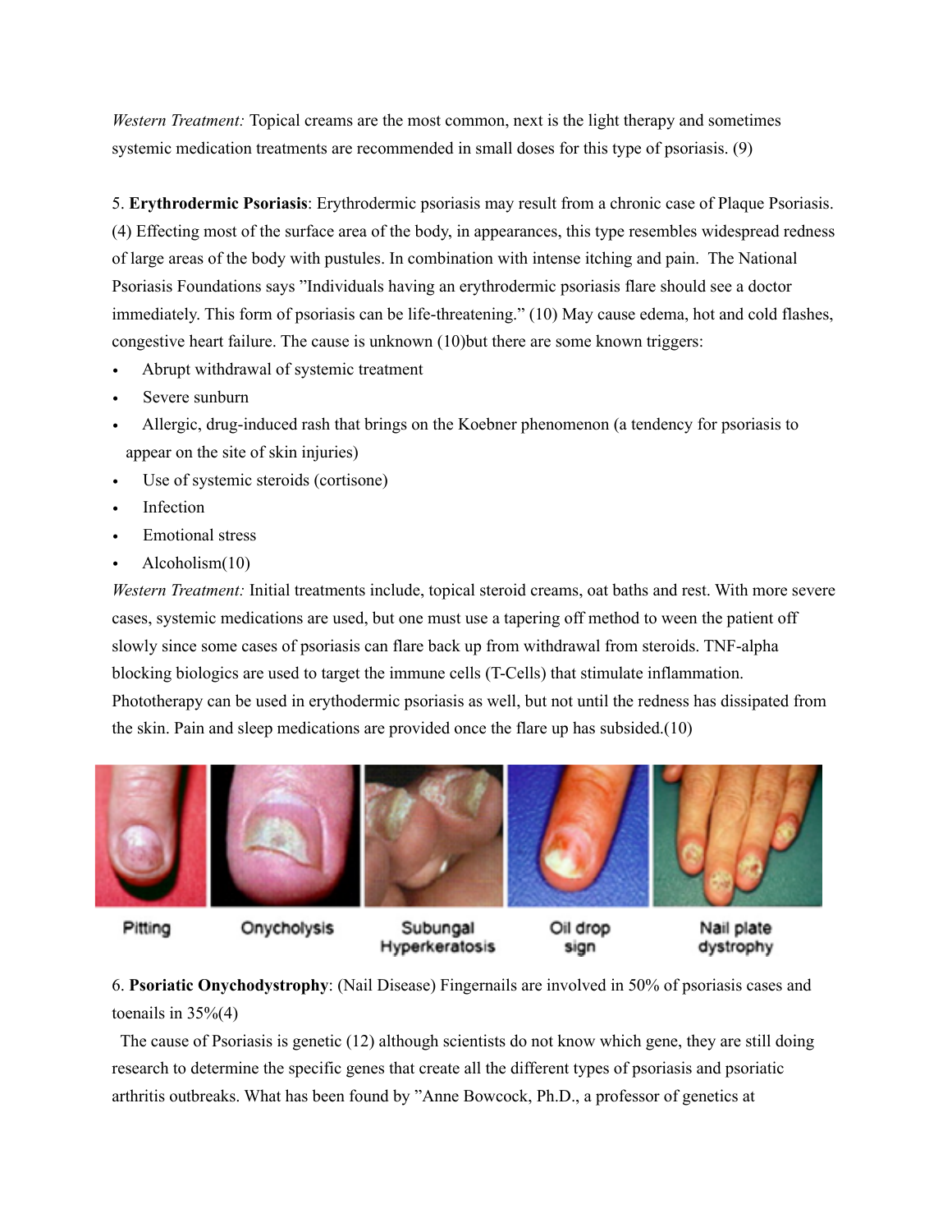*Western Treatment:* Topical creams are the most common, next is the light therapy and sometimes systemic medication treatments are recommended in small doses for this type of psoriasis. (9)

5. **Erythrodermic Psoriasis**: Erythrodermic psoriasis may result from a chronic case of Plaque Psoriasis. (4) Effecting most of the surface area of the body, in appearances, this type resembles widespread redness of large areas of the body with pustules. In combination with intense itching and pain. The National Psoriasis Foundations says "Individuals having an erythrodermic psoriasis flare should see a doctor immediately. This form of psoriasis can be life-threatening." (10) May cause edema, hot and cold flashes, congestive heart failure. The cause is unknown (10)but there are some known triggers:

- Abrupt withdrawal of systemic treatment
- Severe sunburn
- Allergic, drug-induced rash that brings on the Koebner phenomenon (a tendency for psoriasis to appear on the site of skin injuries)
- Use of systemic steroids (cortisone)
- Infection
- Emotional stress
- Alcoholism(10)

*Western Treatment:* Initial treatments include, topical steroid creams, oat baths and rest. With more severe cases, systemic medications are used, but one must use a tapering off method to ween the patient off slowly since some cases of psoriasis can flare back up from withdrawal from steroids. TNF-alpha blocking biologics are used to target the immune cells (T-Cells) that stimulate inflammation. Phototherapy can be used in erythodermic psoriasis as well, but not until the redness has dissipated from the skin. Pain and sleep medications are provided once the flare up has subsided.(10)

Pitting | Onycholysis | Subungal Hyperkeratosis | Oil drop sign | Nail plate dystrophy

6. **Psoriatic Onychodystrophy**: (Nail Disease) Fingernails are involved in 50% of psoriasis cases and toenails in 35%(4)

The cause of Psoriasis is genetic (12) although scientists do not know which gene, they are still doing research to determine the specific genes that create all the different types of psoriasis and psoriatic arthritis outbreaks. What has been found by "Anne Bowcock, Ph.D., a professor of genetics at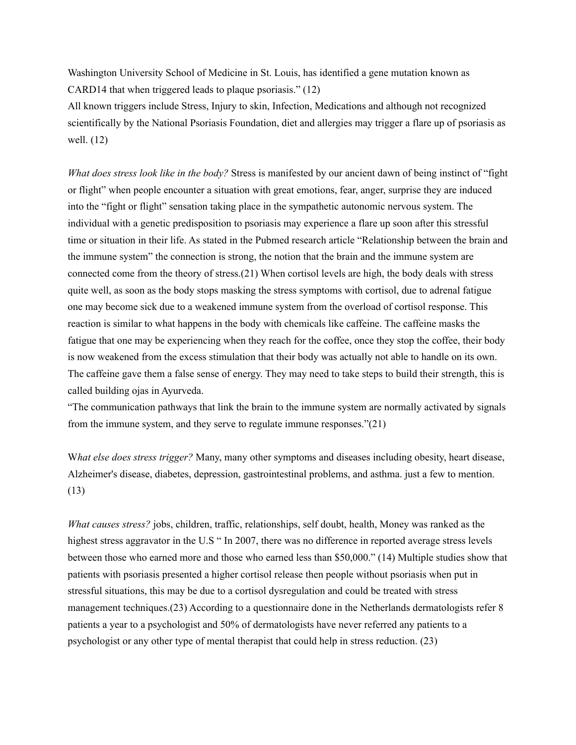Washington University School of Medicine in St. Louis, has identified a gene mutation known as CARD14 that when triggered leads to plaque psoriasis." (12)

All known triggers include Stress, Injury to skin, Infection, Medications and although not recognized scientifically by the National Psoriasis Foundation, diet and allergies may trigger a flare up of psoriasis as well. (12)

*What does stress look like in the body?* Stress is manifested by our ancient dawn of being instinct of "fight or flight" when people encounter a situation with great emotions, fear, anger, surprise they are induced into the "fight or flight" sensation taking place in the sympathetic autonomic nervous system. The individual with a genetic predisposition to psoriasis may experience a flare up soon after this stressful time or situation in their life. As stated in the Pubmed research article "Relationship between the brain and the immune system" the connection is strong, the notion that the brain and the immune system are connected come from the theory of stress.(21) When cortisol levels are high, the body deals with stress quite well, as soon as the body stops masking the stress symptoms with cortisol, due to adrenal fatigue one may become sick due to a weakened immune system from the overload of cortisol response. This reaction is similar to what happens in the body with chemicals like caffeine. The caffeine masks the fatigue that one may be experiencing when they reach for the coffee, once they stop the coffee, their body is now weakened from the excess stimulation that their body was actually not able to handle on its own. The caffeine gave them a false sense of energy. They may need to take steps to build their strength, this is called building ojas in Ayurveda.

"The communication pathways that link the brain to the immune system are normally activated by signals from the immune system, and they serve to regulate immune responses."(21)

W*hat else does stress trigger?* Many, many other symptoms and diseases including obesity, heart disease, Alzheimer's disease, diabetes, depression, gastrointestinal problems, and asthma. just a few to mention. (13)

*What causes stress?* jobs, children, traffic, relationships, self doubt, health, Money was ranked as the highest stress aggravator in the U.S " In 2007, there was no difference in reported average stress levels between those who earned more and those who earned less than $50,000." (14) Multiple studies show that patients with psoriasis presented a higher cortisol release then people without psoriasis when put in stressful situations, this may be due to a cortisol dysregulation and could be treated with stress management techniques.(23) According to a questionnaire done in the Netherlands dermatologists refer 8 patients a year to a psychologist and 50% of dermatologists have never referred any patients to a psychologist or any other type of mental therapist that could help in stress reduction. (23)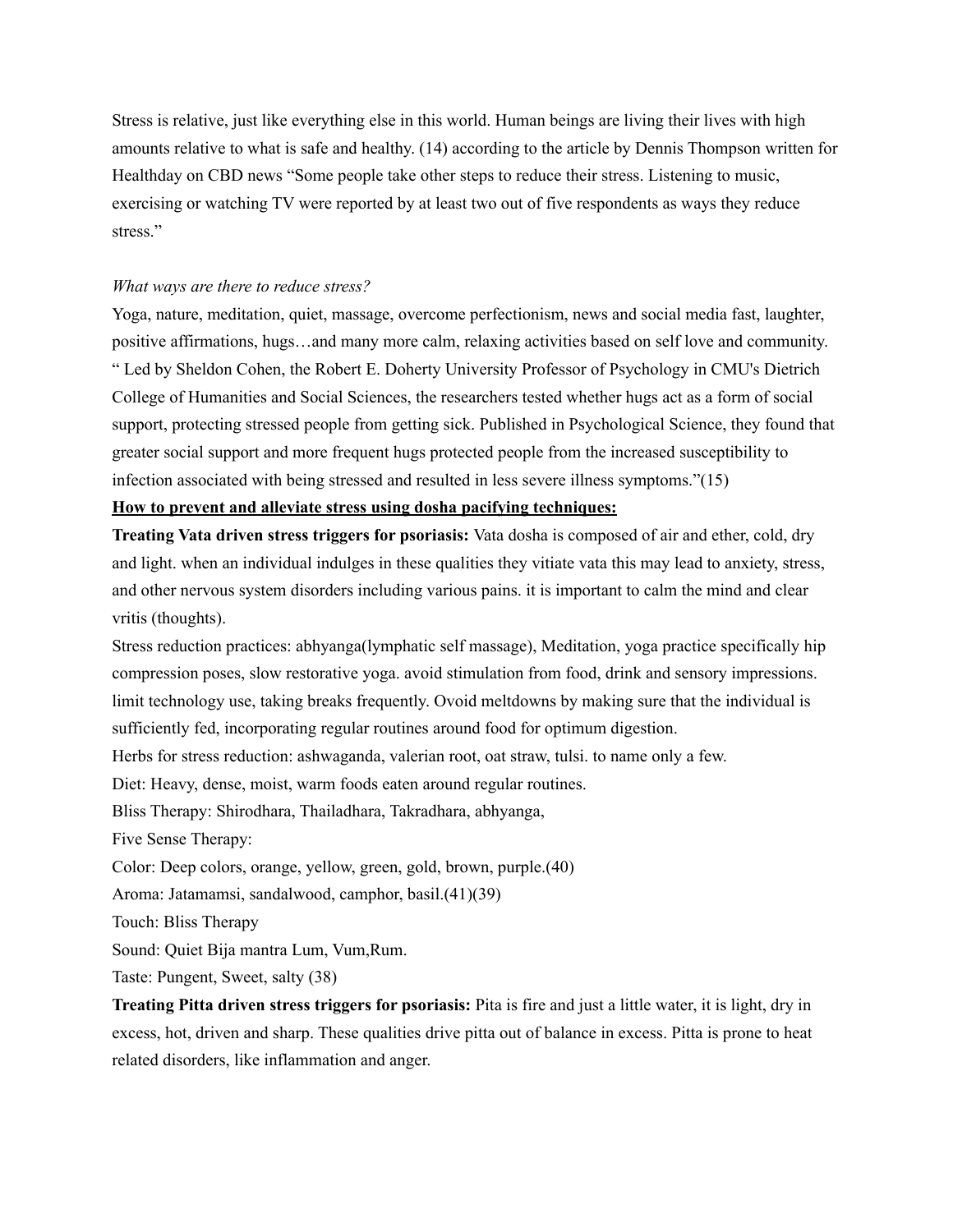Stress is relative, just like everything else in this world. Human beings are living their lives with high amounts relative to what is safe and healthy. (14) according to the article by Dennis Thompson written for Healthday on CBD news “Some people take other steps to reduce their stress. Listening to music, exercising or watching TV were reported by at least two out of five respondents as ways they reduce stress.”

*What ways are there to reduce stress?*

Yoga, nature, meditation, quiet, massage, overcome perfectionism, news and social media fast, laughter, positive affirmations, hugs…and many more calm, relaxing activities based on self love and community. “ Led by Sheldon Cohen, the Robert E. Doherty University Professor of Psychology in CMU's Dietrich College of Humanities and Social Sciences, the researchers tested whether hugs act as a form of social support, protecting stressed people from getting sick. Published in Psychological Science, they found that greater social support and more frequent hugs protected people from the increased susceptibility to infection associated with being stressed and resulted in less severe illness symptoms.”(15)

**<u>How to prevent and alleviate stress using dosha pacifying techniques:</u>**

**Treating Vata driven stress triggers for psoriasis:** Vata dosha is composed of air and ether, cold, dry and light. when an individual indulges in these qualities they vitiate vata this may lead to anxiety, stress, and other nervous system disorders including various pains. it is important to calm the mind and clear vritis (thoughts).

Stress reduction practices: abhyanga(lymphatic self massage), Meditation, yoga practice specifically hip compression poses, slow restorative yoga. avoid stimulation from food, drink and sensory impressions. limit technology use, taking breaks frequently. Ovoid meltdowns by making sure that the individual is sufficiently fed, incorporating regular routines around food for optimum digestion.

Herbs for stress reduction: ashwaganda, valerian root, oat straw, tulsi. to name only a few.

Diet: Heavy, dense, moist, warm foods eaten around regular routines.

Bliss Therapy: Shirodhara, Thailadhara, Takradhara, abhyanga,

Five Sense Therapy:

Color: Deep colors, orange, yellow, green, gold, brown, purple.(40)

Aroma: Jatamamsi, sandalwood, camphor, basil.(41)(39)

Touch: Bliss Therapy

Sound: Quiet Bija mantra Lum, Vum,Rum.

Taste: Pungent, Sweet, salty (38)

**Treating Pitta driven stress triggers for psoriasis:** Pita is fire and just a little water, it is light, dry in excess, hot, driven and sharp. These qualities drive pitta out of balance in excess. Pitta is prone to heat related disorders, like inflammation and anger.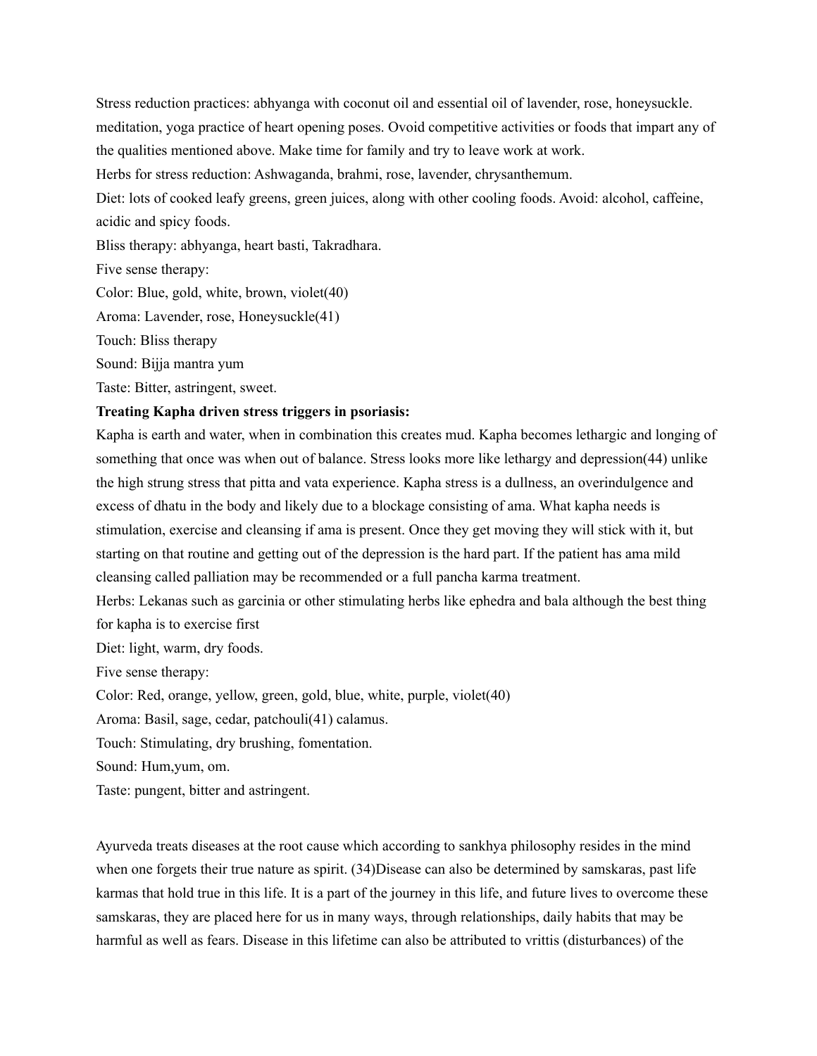Stress reduction practices: abhyanga with coconut oil and essential oil of lavender, rose, honeysuckle. meditation, yoga practice of heart opening poses. Ovoid competitive activities or foods that impart any of the qualities mentioned above. Make time for family and try to leave work at work.

Herbs for stress reduction: Ashwaganda, brahmi, rose, lavender, chrysanthemum.

Diet: lots of cooked leafy greens, green juices, along with other cooling foods. Avoid: alcohol, caffeine, acidic and spicy foods.

Bliss therapy: abhyanga, heart basti, Takradhara.

Five sense therapy:

Color: Blue, gold, white, brown, violet(40)

Aroma: Lavender, rose, Honeysuckle(41)

Touch: Bliss therapy

Sound: Bijja mantra yum

Taste: Bitter, astringent, sweet.

**Treating Kapha driven stress triggers in psoriasis:**

Kapha is earth and water, when in combination this creates mud. Kapha becomes lethargic and longing of something that once was when out of balance. Stress looks more like lethargy and depression(44) unlike the high strung stress that pitta and vata experience. Kapha stress is a dullness, an overindulgence and excess of dhatu in the body and likely due to a blockage consisting of ama. What kapha needs is stimulation, exercise and cleansing if ama is present. Once they get moving they will stick with it, but starting on that routine and getting out of the depression is the hard part. If the patient has ama mild cleansing called palliation may be recommended or a full pancha karma treatment.

Herbs: Lekanas such as garcinia or other stimulating herbs like ephedra and bala although the best thing for kapha is to exercise first

Diet: light, warm, dry foods.

Five sense therapy:

Color: Red, orange, yellow, green, gold, blue, white, purple, violet(40)

Aroma: Basil, sage, cedar, patchouli(41) calamus.

Touch: Stimulating, dry brushing, fomentation.

Sound: Hum,yum, om.

Taste: pungent, bitter and astringent.

Ayurveda treats diseases at the root cause which according to sankhya philosophy resides in the mind when one forgets their true nature as spirit. (34)Disease can also be determined by samskaras, past life karmas that hold true in this life. It is a part of the journey in this life, and future lives to overcome these samskaras, they are placed here for us in many ways, through relationships, daily habits that may be harmful as well as fears. Disease in this lifetime can also be attributed to vrittis (disturbances) of the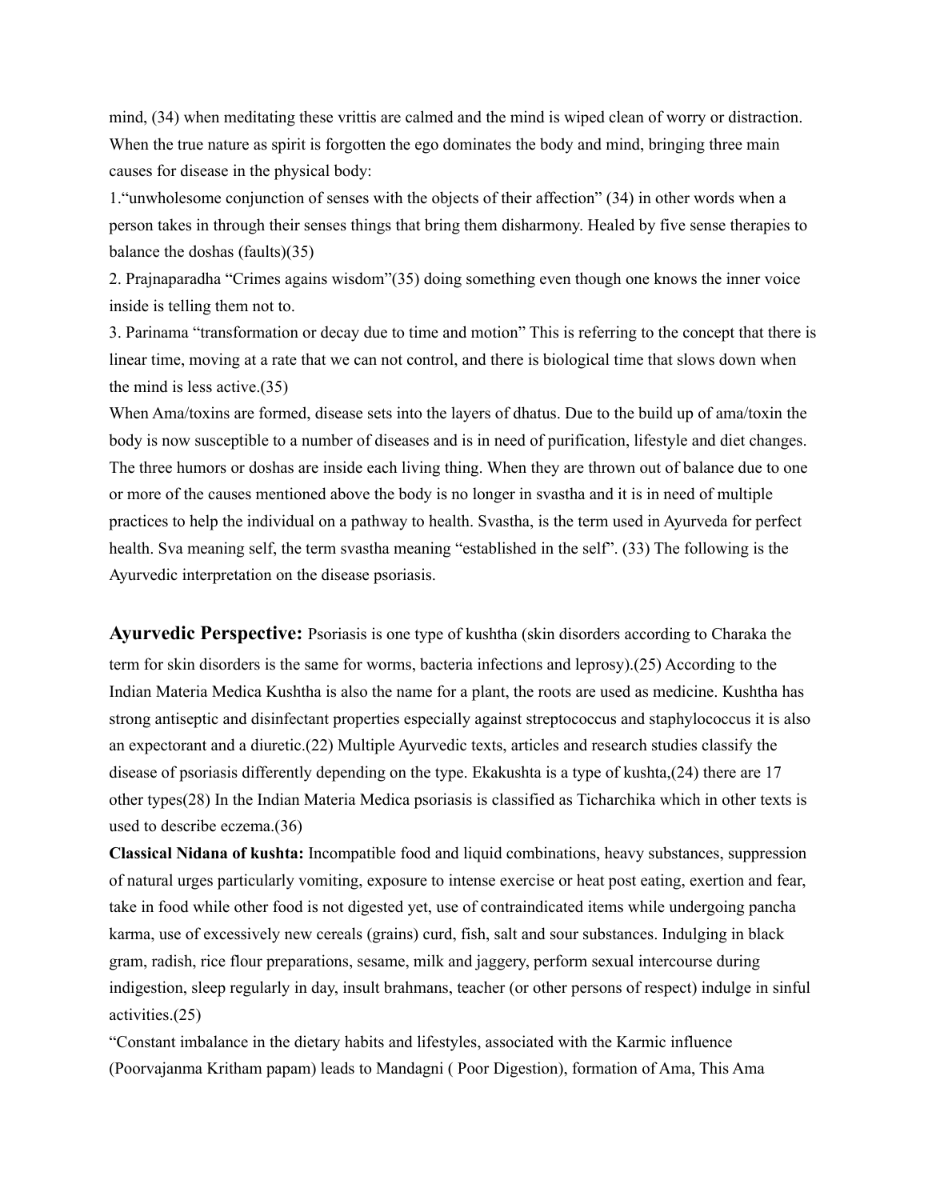mind, (34) when meditating these vrittis are calmed and the mind is wiped clean of worry or distraction. When the true nature as spirit is forgotten the ego dominates the body and mind, bringing three main causes for disease in the physical body:

1."unwholesome conjunction of senses with the objects of their affection" (34) in other words when a person takes in through their senses things that bring them disharmony. Healed by five sense therapies to balance the doshas (faults)(35)

2. Prajnaparadha "Crimes agains wisdom"(35) doing something even though one knows the inner voice inside is telling them not to.

3. Parinama "transformation or decay due to time and motion" This is referring to the concept that there is linear time, moving at a rate that we can not control, and there is biological time that slows down when the mind is less active.(35)

When Ama/toxins are formed, disease sets into the layers of dhatus. Due to the build up of ama/toxin the body is now susceptible to a number of diseases and is in need of purification, lifestyle and diet changes. The three humors or doshas are inside each living thing. When they are thrown out of balance due to one or more of the causes mentioned above the body is no longer in svastha and it is in need of multiple practices to help the individual on a pathway to health. Svastha, is the term used in Ayurveda for perfect health. Sva meaning self, the term svastha meaning "established in the self". (33) The following is the Ayurvedic interpretation on the disease psoriasis.

**Ayurvedic Perspective:** Psoriasis is one type of kushtha (skin disorders according to Charaka the term for skin disorders is the same for worms, bacteria infections and leprosy).(25) According to the Indian Materia Medica Kushtha is also the name for a plant, the roots are used as medicine. Kushtha has strong antiseptic and disinfectant properties especially against streptococcus and staphylococcus it is also an expectorant and a diuretic.(22) Multiple Ayurvedic texts, articles and research studies classify the disease of psoriasis differently depending on the type. Ekakushta is a type of kushta,(24) there are 17 other types(28) In the Indian Materia Medica psoriasis is classified as Ticharchika which in other texts is used to describe eczema.(36)

**Classical Nidana of kushta:** Incompatible food and liquid combinations, heavy substances, suppression of natural urges particularly vomiting, exposure to intense exercise or heat post eating, exertion and fear, take in food while other food is not digested yet, use of contraindicated items while undergoing pancha karma, use of excessively new cereals (grains) curd, fish, salt and sour substances. Indulging in black gram, radish, rice flour preparations, sesame, milk and jaggery, perform sexual intercourse during indigestion, sleep regularly in day, insult brahmans, teacher (or other persons of respect) indulge in sinful activities.(25)

"Constant imbalance in the dietary habits and lifestyles, associated with the Karmic influence (Poorvajanma Kritham papam) leads to Mandagni ( Poor Digestion), formation of Ama, This Ama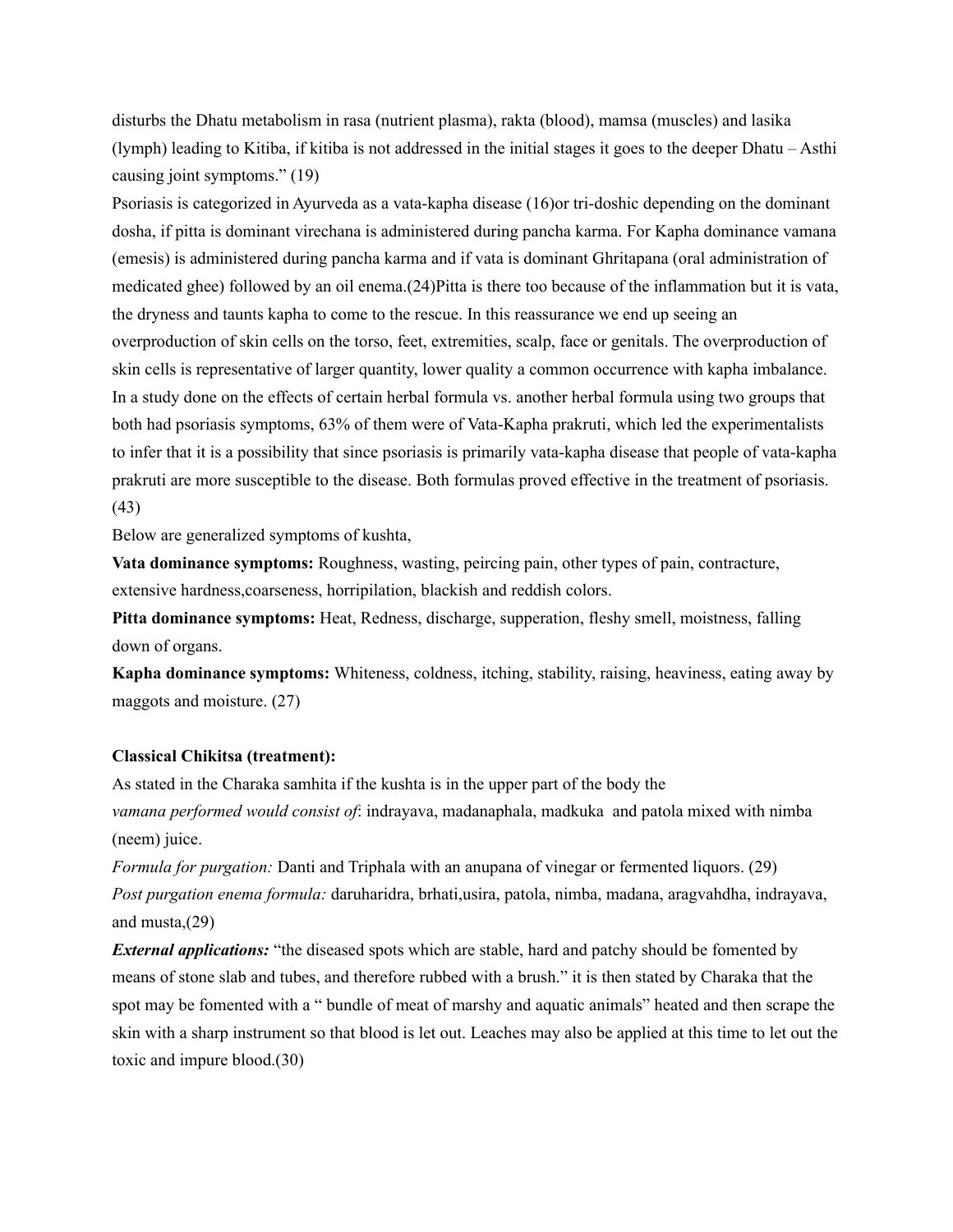disturbs the Dhatu metabolism in rasa (nutrient plasma), rakta (blood), mamsa (muscles) and lasika (lymph) leading to Kitiba, if kitiba is not addressed in the initial stages it goes to the deeper Dhatu – Asthi causing joint symptoms." (19)

Psoriasis is categorized in Ayurveda as a vata-kapha disease (16)or tri-doshic depending on the dominant dosha, if pitta is dominant virechana is administered during pancha karma. For Kapha dominance vamana (emesis) is administered during pancha karma and if vata is dominant Ghritapana (oral administration of medicated ghee) followed by an oil enema.(24)Pitta is there too because of the inflammation but it is vata, the dryness and taunts kapha to come to the rescue. In this reassurance we end up seeing an overproduction of skin cells on the torso, feet, extremities, scalp, face or genitals. The overproduction of skin cells is representative of larger quantity, lower quality a common occurrence with kapha imbalance. In a study done on the effects of certain herbal formula vs. another herbal formula using two groups that both had psoriasis symptoms, 63% of them were of Vata-Kapha prakruti, which led the experimentalists to infer that it is a possibility that since psoriasis is primarily vata-kapha disease that people of vata-kapha prakruti are more susceptible to the disease. Both formulas proved effective in the treatment of psoriasis. (43)

Below are generalized symptoms of kushta,

**Vata dominance symptoms:** Roughness, wasting, piercing pain, other types of pain, contracture, extensive hardness,coarseness, horripilation, blackish and reddish colors.

**Pitta dominance symptoms:** Heat, Redness, discharge, supperation, fleshy smell, moistness, falling down of organs.

**Kapha dominance symptoms:** Whiteness, coldness, itching, stability, raising, heaviness, eating away by maggots and moisture. (27)

**Classical Chikitsa (treatment):**

As stated in the Charaka samhita if the kushta is in the upper part of the body the *vamana performed would consist of*: indrayava, madanaphala, madkuka and patola mixed with nimba (neem) juice.

*Formula for purgation:* Danti and Triphala with an anupana of vinegar or fermented liquors. (29)

*Post purgation enema formula:* daruharidra, brhati,usira, patola, nimba, madana, aragvahdha, indrayava, and musta,(29)

***External applications:*** "the diseased spots which are stable, hard and patchy should be fomented by means of stone slab and tubes, and therefore rubbed with a brush." it is then stated by Charaka that the spot may be fomented with a " bundle of meat of marshy and aquatic animals" heated and then scrape the skin with a sharp instrument so that blood is let out. Leaches may also be applied at this time to let out the toxic and impure blood.(30)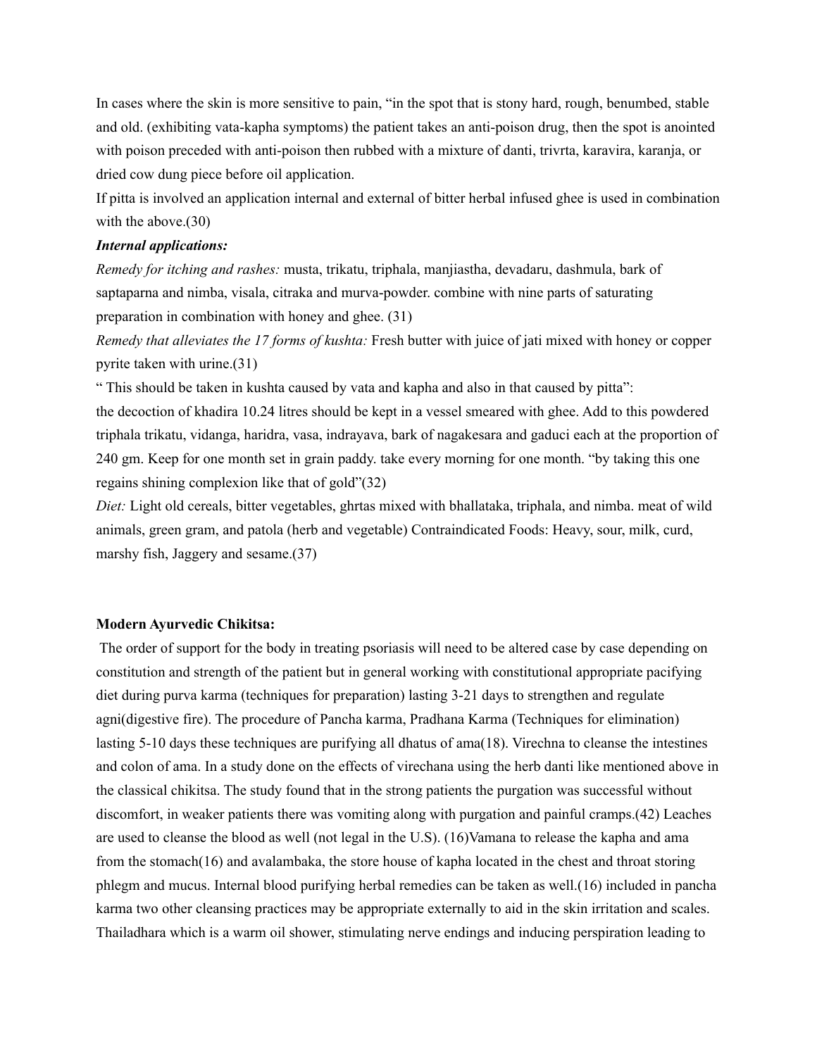In cases where the skin is more sensitive to pain, "in the spot that is stony hard, rough, benumbed, stable and old. (exhibiting vata-kapha symptoms) the patient takes an anti-poison drug, then the spot is anointed with poison preceded with anti-poison then rubbed with a mixture of danti, trivrta, karavira, karanja, or dried cow dung piece before oil application.

If pitta is involved an application internal and external of bitter herbal infused ghee is used in combination with the above.(30)

***Internal applications:***

*Remedy for itching and rashes:* musta, trikatu, triphala, manjiastha, devadaru, dashmula, bark of saptaparna and nimba, visala, citraka and murva-powder. combine with nine parts of saturating preparation in combination with honey and ghee. (31)

*Remedy that alleviates the 17 forms of kushta:* Fresh butter with juice of jati mixed with honey or copper pyrite taken with urine.(31)

" This should be taken in kushta caused by vata and kapha and also in that caused by pitta":
the decoction of khadira 10.24 litres should be kept in a vessel smeared with ghee. Add to this powdered triphala trikatu, vidanga, haridra, vasa, indrayava, bark of nagakesara and gaduci each at the proportion of 240 gm. Keep for one month set in grain paddy. take every morning for one month. "by taking this one regains shining complexion like that of gold"(32)

*Diet:* Light old cereals, bitter vegetables, ghrtas mixed with bhallataka, triphala, and nimba. meat of wild animals, green gram, and patola (herb and vegetable) Contraindicated Foods: Heavy, sour, milk, curd, marshy fish, Jaggery and sesame.(37)

**Modern Ayurvedic Chikitsa:**

The order of support for the body in treating psoriasis will need to be altered case by case depending on constitution and strength of the patient but in general working with constitutional appropriate pacifying diet during purva karma (techniques for preparation) lasting 3-21 days to strengthen and regulate agni(digestive fire). The procedure of Pancha karma, Pradhana Karma (Techniques for elimination) lasting 5-10 days these techniques are purifying all dhatus of ama(18). Virechna to cleanse the intestines and colon of ama. In a study done on the effects of virechana using the herb danti like mentioned above in the classical chikitsa. The study found that in the strong patients the purgation was successful without discomfort, in weaker patients there was vomiting along with purgation and painful cramps.(42) Leaches are used to cleanse the blood as well (not legal in the U.S). (16)Vamana to release the kapha and ama from the stomach(16) and avalambaka, the store house of kapha located in the chest and throat storing phlegm and mucus. Internal blood purifying herbal remedies can be taken as well.(16) included in pancha karma two other cleansing practices may be appropriate externally to aid in the skin irritation and scales. Thailadhara which is a warm oil shower, stimulating nerve endings and inducing perspiration leading to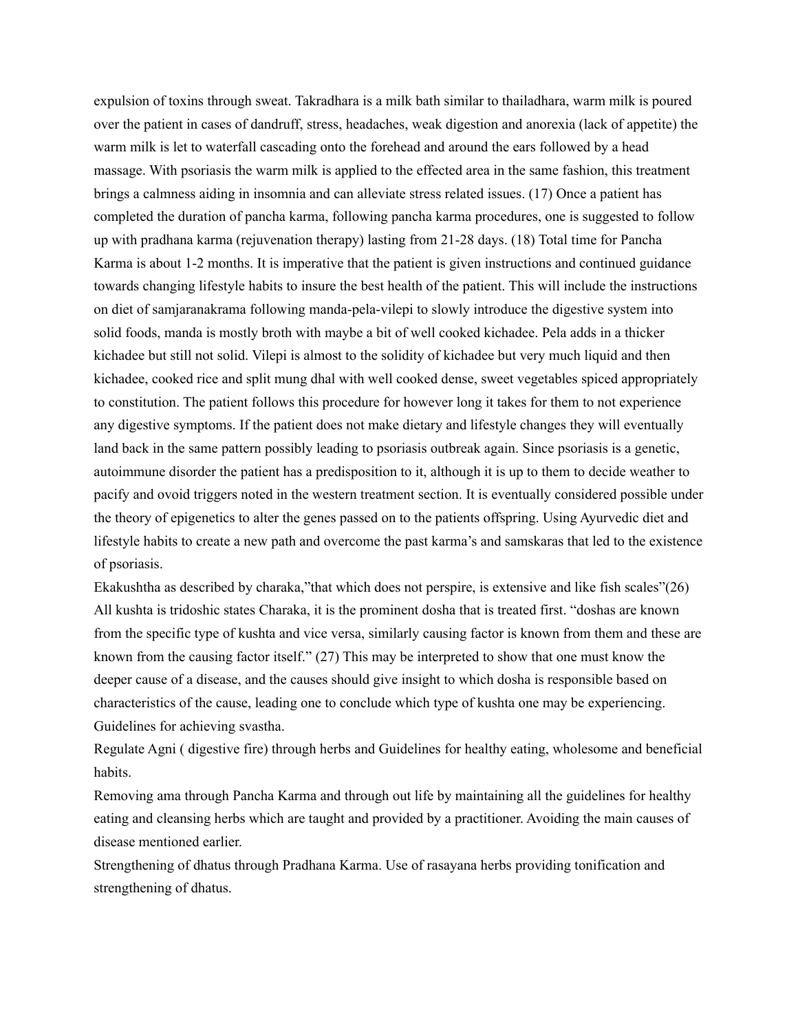expulsion of toxins through sweat. Takradhara is a milk bath similar to thailadhara, warm milk is poured over the patient in cases of dandruff, stress, headaches, weak digestion and anorexia (lack of appetite) the warm milk is let to waterfall cascading onto the forehead and around the ears followed by a head massage. With psoriasis the warm milk is applied to the effected area in the same fashion, this treatment brings a calmness aiding in insomnia and can alleviate stress related issues. (17) Once a patient has completed the duration of pancha karma, following pancha karma procedures, one is suggested to follow up with pradhana karma (rejuvenation therapy) lasting from 21-28 days. (18) Total time for Pancha Karma is about 1-2 months. It is imperative that the patient is given instructions and continued guidance towards changing lifestyle habits to insure the best health of the patient. This will include the instructions on diet of samjaranakrama following manda-pela-vilepi to slowly introduce the digestive system into solid foods, manda is mostly broth with maybe a bit of well cooked kichadee. Pela adds in a thicker kichadee but still not solid. Vilepi is almost to the solidity of kichadee but very much liquid and then kichadee, cooked rice and split mung dhal with well cooked dense, sweet vegetables spiced appropriately to constitution. The patient follows this procedure for however long it takes for them to not experience any digestive symptoms. If the patient does not make dietary and lifestyle changes they will eventually land back in the same pattern possibly leading to psoriasis outbreak again. Since psoriasis is a genetic, autoimmune disorder the patient has a predisposition to it, although it is up to them to decide weather to pacify and ovoid triggers noted in the western treatment section. It is eventually considered possible under the theory of epigenetics to alter the genes passed on to the patients offspring. Using Ayurvedic diet and lifestyle habits to create a new path and overcome the past karma's and samskaras that led to the existence of psoriasis.

Ekakushtha as described by charaka,"that which does not perspire, is extensive and like fish scales"(26) All kushta is tridoshic states Charaka, it is the prominent dosha that is treated first. "doshas are known from the specific type of kushta and vice versa, similarly causing factor is known from them and these are known from the causing factor itself." (27) This may be interpreted to show that one must know the deeper cause of a disease, and the causes should give insight to which dosha is responsible based on characteristics of the cause, leading one to conclude which type of kushta one may be experiencing.

Guidelines for achieving svastha.

Regulate Agni ( digestive fire) through herbs and Guidelines for healthy eating, wholesome and beneficial habits.

Removing ama through Pancha Karma and through out life by maintaining all the guidelines for healthy eating and cleansing herbs which are taught and provided by a practitioner. Avoiding the main causes of disease mentioned earlier.

Strengthening of dhatus through Pradhana Karma. Use of rasayana herbs providing tonification and strengthening of dhatus.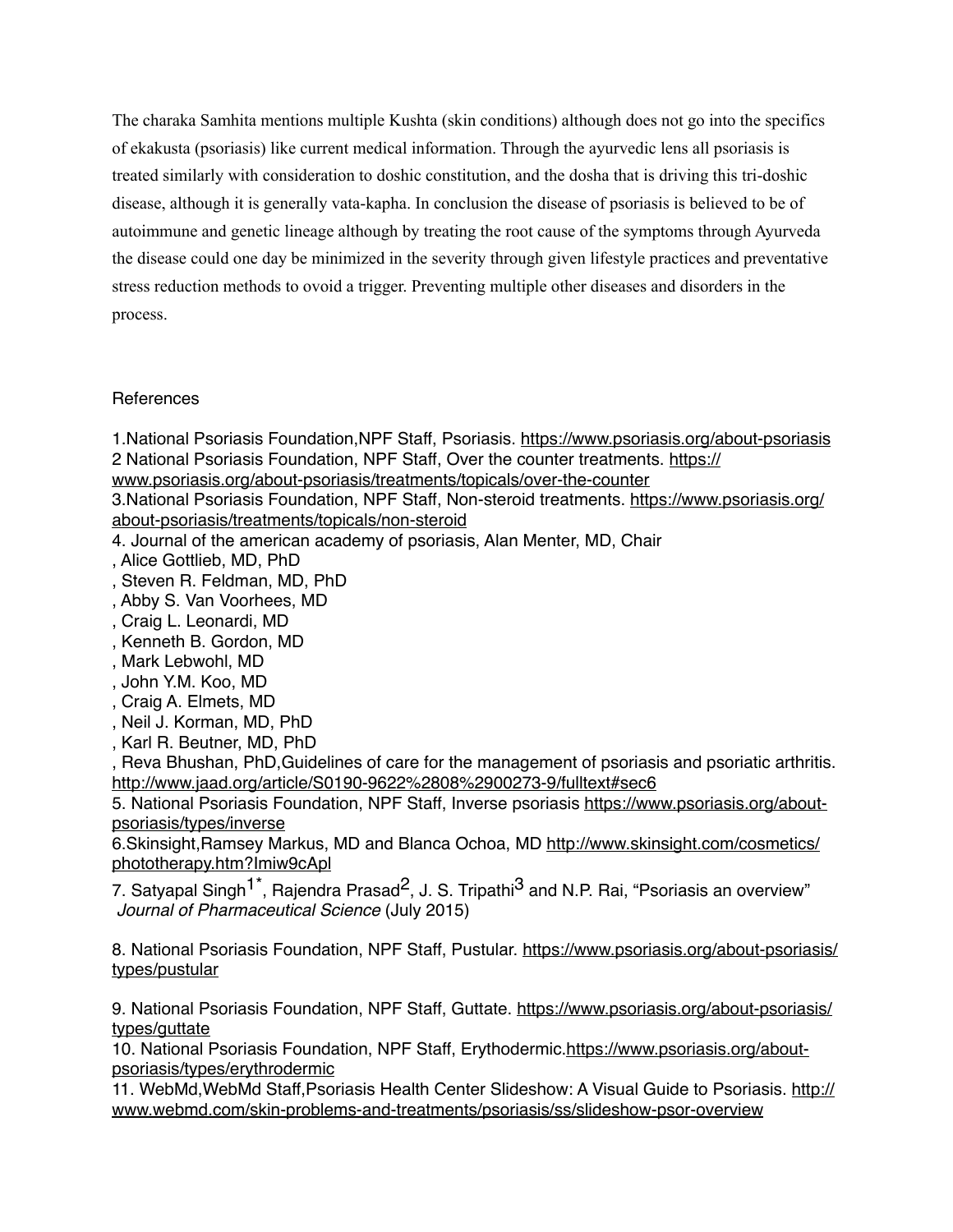The charaka Samhita mentions multiple Kushta (skin conditions) although does not go into the specifics of ekakusta (psoriasis) like current medical information. Through the ayurvedic lens all psoriasis is treated similarly with consideration to doshic constitution, and the dosha that is driving this tri-doshic disease, although it is generally vata-kapha. In conclusion the disease of psoriasis is believed to be of autoimmune and genetic lineage although by treating the root cause of the symptoms through Ayurveda the disease could one day be minimized in the severity through given lifestyle practices and preventative stress reduction methods to ovoid a trigger. Preventing multiple other diseases and disorders in the process.

## References

1.National Psoriasis Foundation,NPF Staff, Psoriasis. https://www.psoriasis.org/about-psoriasis
2 National Psoriasis Foundation, NPF Staff, Over the counter treatments. https://www.psoriasis.org/about-psoriasis/treatments/topicals/over-the-counter
3.National Psoriasis Foundation, NPF Staff, Non-steroid treatments. https://www.psoriasis.org/about-psoriasis/treatments/topicals/non-steroid
4. Journal of the american academy of psoriasis, Alan Menter, MD, Chair
, Alice Gottlieb, MD, PhD
, Steven R. Feldman, MD, PhD
, Abby S. Van Voorhees, MD
, Craig L. Leonardi, MD
, Kenneth B. Gordon, MD
, Mark Lebwohl, MD
, John Y.M. Koo, MD
, Craig A. Elmets, MD
, Neil J. Korman, MD, PhD
, Karl R. Beutner, MD, PhD
, Reva Bhushan, PhD,Guidelines of care for the management of psoriasis and psoriatic arthritis. http://www.jaad.org/article/S0190-9622%2808%2900273-9/fulltext#sec6
5. National Psoriasis Foundation, NPF Staff, Inverse psoriasis https://www.psoriasis.org/about-psoriasis/types/inverse
6.Skinsight,Ramsey Markus, MD and Blanca Ochoa, MD http://www.skinsight.com/cosmetics/phototherapy.htm?Imiw9cApl
7. Satyapal Singh[1*], Rajendra Prasad[2], J. S. Tripathi[3] and N.P. Rai, "Psoriasis an overview" *Journal of Pharmaceutical Science* (July 2015)

8. National Psoriasis Foundation, NPF Staff, Pustular. https://www.psoriasis.org/about-psoriasis/types/pustular

9. National Psoriasis Foundation, NPF Staff, Guttate. https://www.psoriasis.org/about-psoriasis/types/guttate
10. National Psoriasis Foundation, NPF Staff, Erythodermic.https://www.psoriasis.org/about-psoriasis/types/erythrodermic
11. WebMd,WebMd Staff,Psoriasis Health Center Slideshow: A Visual Guide to Psoriasis. http://www.webmd.com/skin-problems-and-treatments/psoriasis/ss/slideshow-psor-overview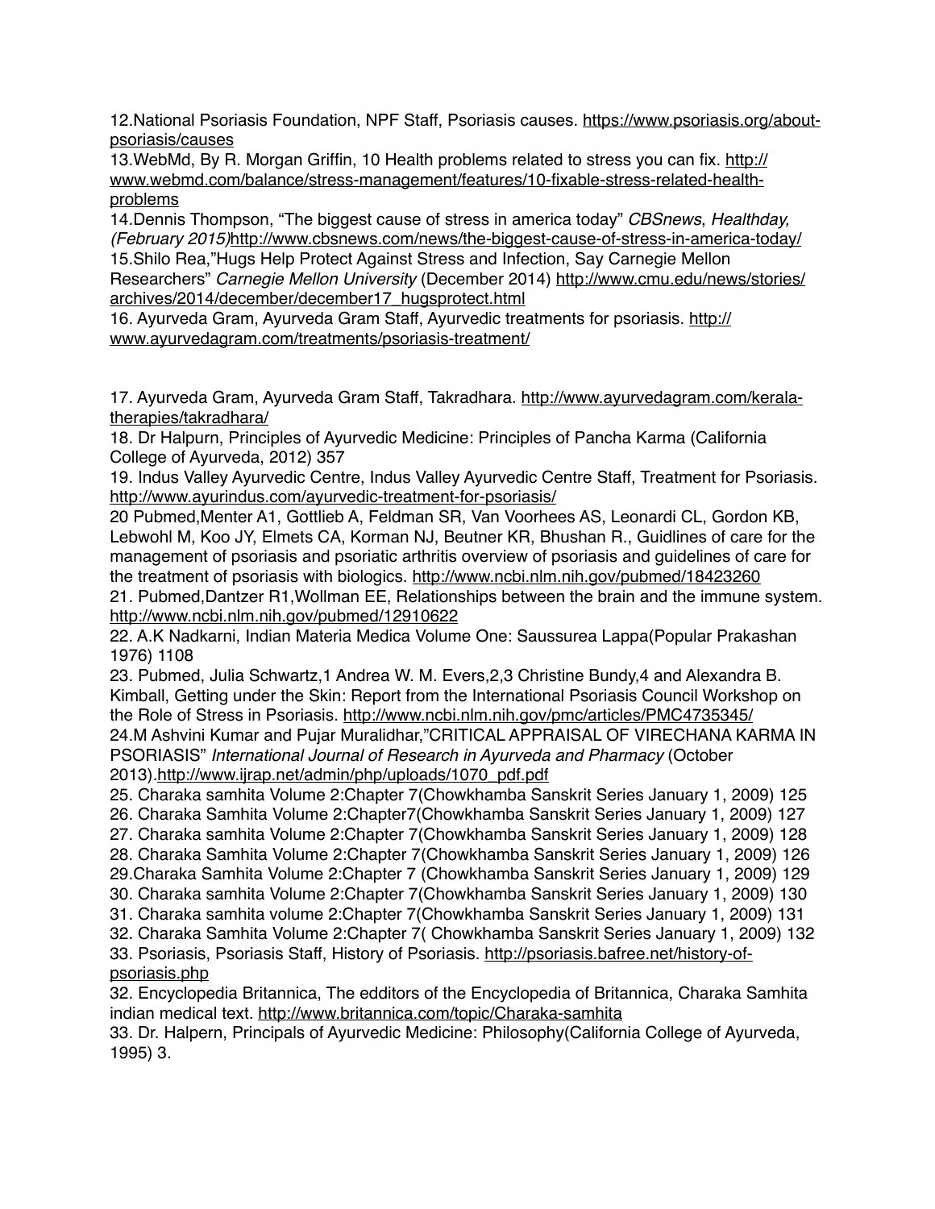12.National Psoriasis Foundation, NPF Staff, Psoriasis causes. https://www.psoriasis.org/about-psoriasis/causes

13.WebMd, By R. Morgan Griffin, 10 Health problems related to stress you can fix. http://www.webmd.com/balance/stress-management/features/10-fixable-stress-related-health-problems

14.Dennis Thompson, “The biggest cause of stress in america today” *CBSnews*, *Healthday, (February 2015)*http://www.cbsnews.com/news/the-biggest-cause-of-stress-in-america-today/

15.Shilo Rea,”Hugs Help Protect Against Stress and Infection, Say Carnegie Mellon Researchers” *Carnegie Mellon University* (December 2014) http://www.cmu.edu/news/stories/archives/2014/december/december17_hugsprotect.html

16. Ayurveda Gram, Ayurveda Gram Staff, Ayurvedic treatments for psoriasis. http://www.ayurvedagram.com/treatments/psoriasis-treatment/

17. Ayurveda Gram, Ayurveda Gram Staff, Takradhara. http://www.ayurvedagram.com/kerala-therapies/takradhara/

18. Dr Halpurn, Principles of Ayurvedic Medicine: Principles of Pancha Karma (California College of Ayurveda, 2012) 357

19. Indus Valley Ayurvedic Centre, Indus Valley Ayurvedic Centre Staff, Treatment for Psoriasis. http://www.ayurindus.com/ayurvedic-treatment-for-psoriasis/

20 Pubmed,Menter A1, Gottlieb A, Feldman SR, Van Voorhees AS, Leonardi CL, Gordon KB, Lebwohl M, Koo JY, Elmets CA, Korman NJ, Beutner KR, Bhushan R., Guidlines of care for the management of psoriasis and psoriatic arthritis overview of psoriasis and guidelines of care for the treatment of psoriasis with biologics. http://www.ncbi.nlm.nih.gov/pubmed/18423260

21. Pubmed,Dantzer R1,Wollman EE, Relationships between the brain and the immune system. http://www.ncbi.nlm.nih.gov/pubmed/12910622

22. A.K Nadkarni, Indian Materia Medica Volume One: Saussurea Lappa(Popular Prakashan 1976) 1108

23. Pubmed, Julia Schwartz,1 Andrea W. M. Evers,2,3 Christine Bundy,4 and Alexandra B. Kimball, Getting under the Skin: Report from the International Psoriasis Council Workshop on the Role of Stress in Psoriasis. http://www.ncbi.nlm.nih.gov/pmc/articles/PMC4735345/

24.M Ashvini Kumar and Pujar Muralidhar,”CRITICAL APPRAISAL OF VIRECHANA KARMA IN PSORIASIS” *International Journal of Research in Ayurveda and Pharmacy* (October 2013).http://www.ijrap.net/admin/php/uploads/1070_pdf.pdf

25. Charaka samhita Volume 2:Chapter 7(Chowkhamba Sanskrit Series January 1, 2009) 125

26. Charaka Samhita Volume 2:Chapter7(Chowkhamba Sanskrit Series January 1, 2009) 127

27. Charaka samhita Volume 2:Chapter 7(Chowkhamba Sanskrit Series January 1, 2009) 128

28. Charaka Samhita Volume 2:Chapter 7(Chowkhamba Sanskrit Series January 1, 2009) 126

29.Charaka Samhita Volume 2:Chapter 7 (Chowkhamba Sanskrit Series January 1, 2009) 129

30. Charaka samhita Volume 2:Chapter 7(Chowkhamba Sanskrit Series January 1, 2009) 130

31. Charaka samhita volume 2:Chapter 7(Chowkhamba Sanskrit Series January 1, 2009) 131

32. Charaka Samhita Volume 2:Chapter 7( Chowkhamba Sanskrit Series January 1, 2009) 132

33. Psoriasis, Psoriasis Staff, History of Psoriasis. http://psoriasis.bafree.net/history-of-psoriasis.php

32. Encyclopedia Britannica, The edditors of the Encyclopedia of Britannica, Charaka Samhita indian medical text. http://www.britannica.com/topic/Charaka-samhita

33. Dr. Halpern, Principals of Ayurvedic Medicine: Philosophy(California College of Ayurveda, 1995) 3.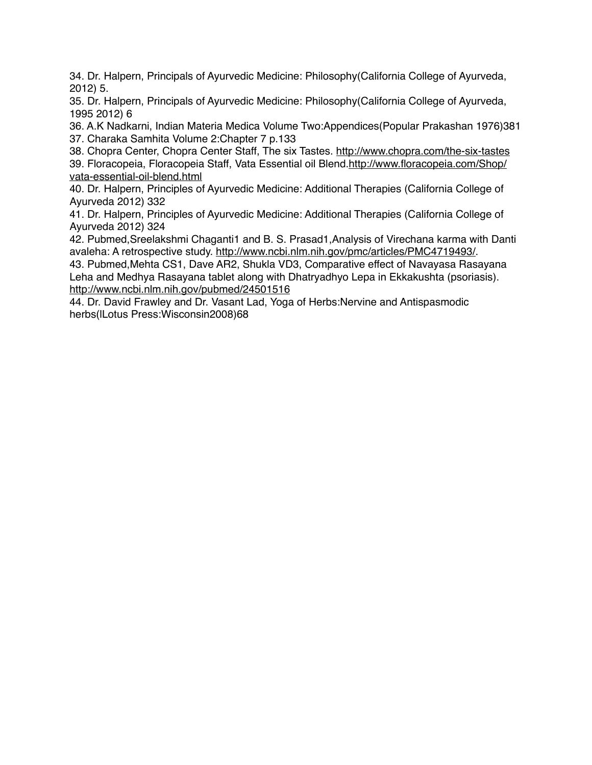34. Dr. Halpern, Principals of Ayurvedic Medicine: Philosophy(California College of Ayurveda, 2012) 5.
35. Dr. Halpern, Principals of Ayurvedic Medicine: Philosophy(California College of Ayurveda, 1995 2012) 6
36. A.K Nadkarni, Indian Materia Medica Volume Two:Appendices(Popular Prakashan 1976)381
37. Charaka Samhita Volume 2:Chapter 7 p.133
38. Chopra Center, Chopra Center Staff, The six Tastes. http://www.chopra.com/the-six-tastes
39. Floracopeia, Floracopeia Staff, Vata Essential oil Blend.http://www.floracopeia.com/Shop/vata-essential-oil-blend.html
40. Dr. Halpern, Principles of Ayurvedic Medicine: Additional Therapies (California College of Ayurveda 2012) 332
41. Dr. Halpern, Principles of Ayurvedic Medicine: Additional Therapies (California College of Ayurveda 2012) 324
42. Pubmed,Sreelakshmi Chaganti1 and B. S. Prasad1,Analysis of Virechana karma with Danti avaleha: A retrospective study. http://www.ncbi.nlm.nih.gov/pmc/articles/PMC4719493/.
43. Pubmed,Mehta CS1, Dave AR2, Shukla VD3, Comparative effect of Navayasa Rasayana Leha and Medhya Rasayana tablet along with Dhatryadhyo Lepa in Ekkakushta (psoriasis). http://www.ncbi.nlm.nih.gov/pubmed/24501516
44. Dr. David Frawley and Dr. Vasant Lad, Yoga of Herbs:Nervine and Antispasmodic herbs(lLotus Press:Wisconsin2008)68